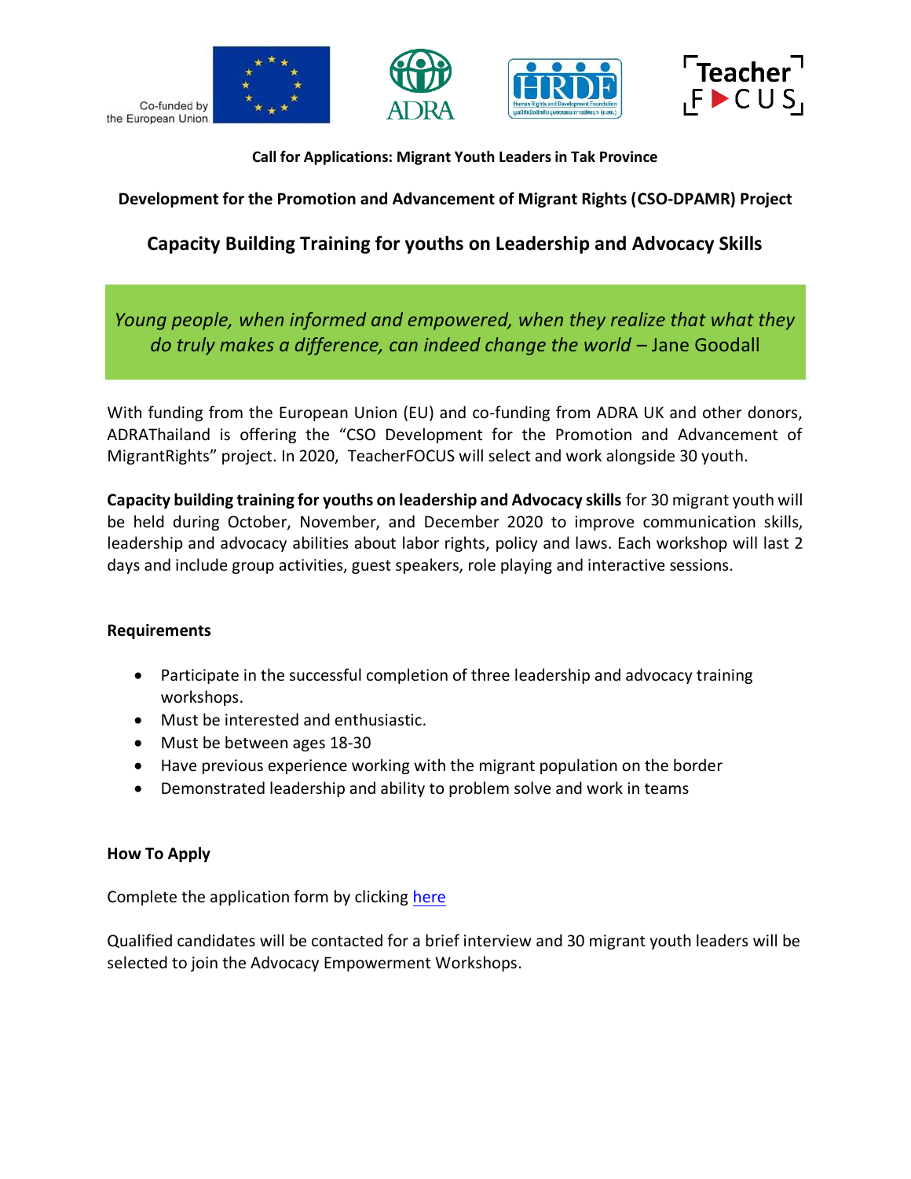Co-funded by the European Union

**Call for Applications: Migrant Youth Leaders in Tak Province**

**Development for the Promotion and Advancement of Migrant Rights (CSO-DPAMR) Project**

## Capacity Building Training for youths on Leadership and Advocacy Skills

*Young people, when informed and empowered, when they realize that what they do truly makes a difference, can indeed change the world* – Jane Goodall

With funding from the European Union (EU) and co-funding from ADRA UK and other donors, ADRAThailand is offering the "CSO Development for the Promotion and Advancement of MigrantRights" project. In 2020, TeacherFOCUS will select and work alongside 30 youth.

**Capacity building training for youths on leadership and Advocacy skills** for 30 migrant youth will be held during October, November, and December 2020 to improve communication skills, leadership and advocacy abilities about labor rights, policy and laws. Each workshop will last 2 days and include group activities, guest speakers, role playing and interactive sessions.

**Requirements**

- Participate in the successful completion of three leadership and advocacy training workshops.
- Must be interested and enthusiastic.
- Must be between ages 18-30
- Have previous experience working with the migrant population on the border
- Demonstrated leadership and ability to problem solve and work in teams

**How To Apply**

Complete the application form by clicking here

Qualified candidates will be contacted for a brief interview and 30 migrant youth leaders will be selected to join the Advocacy Empowerment Workshops.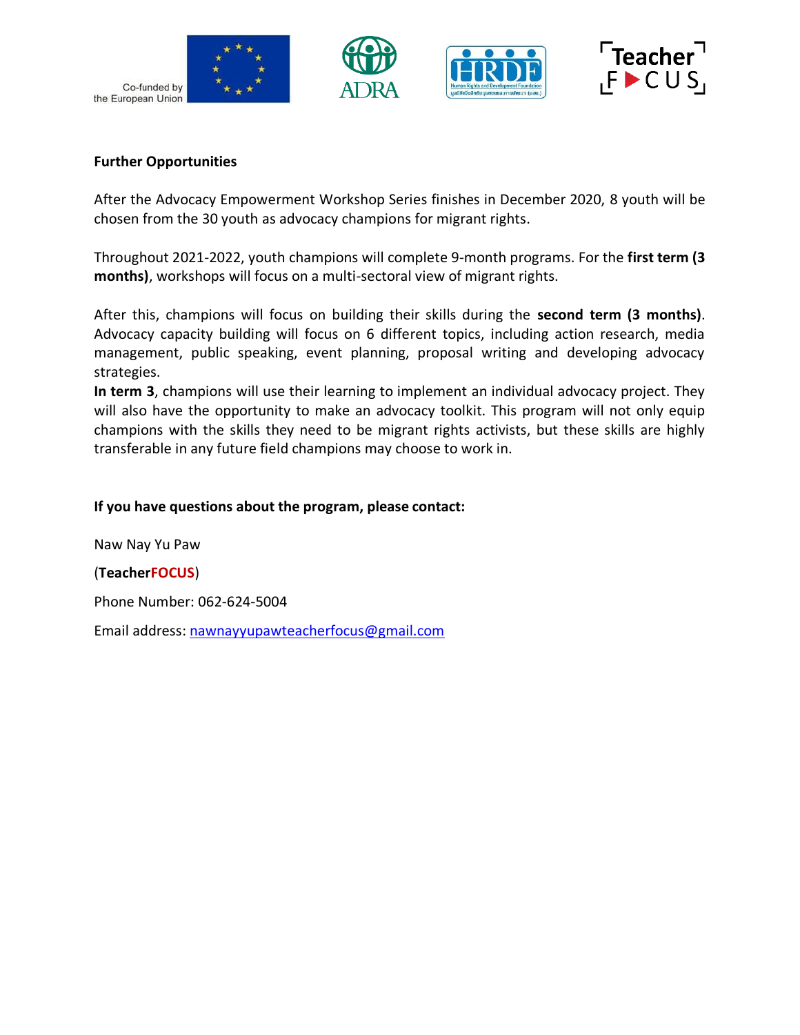**Further Opportunities**

After the Advocacy Empowerment Workshop Series finishes in December 2020, 8 youth will be chosen from the 30 youth as advocacy champions for migrant rights.

Throughout 2021-2022, youth champions will complete 9-month programs. For the **first term (3 months)**, workshops will focus on a multi-sectoral view of migrant rights.

After this, champions will focus on building their skills during the **second term (3 months)**. Advocacy capacity building will focus on 6 different topics, including action research, media management, public speaking, event planning, proposal writing and developing advocacy strategies.
**In term 3**, champions will use their learning to implement an individual advocacy project. They will also have the opportunity to make an advocacy toolkit. This program will not only equip champions with the skills they need to be migrant rights activists, but these skills are highly transferable in any future field champions may choose to work in.

**If you have questions about the program, please contact:**

Naw Nay Yu Paw

(**TeacherFOCUS**)

Phone Number: 062-624-5004

Email address: nawnayyupawteacherfocus@gmail.com